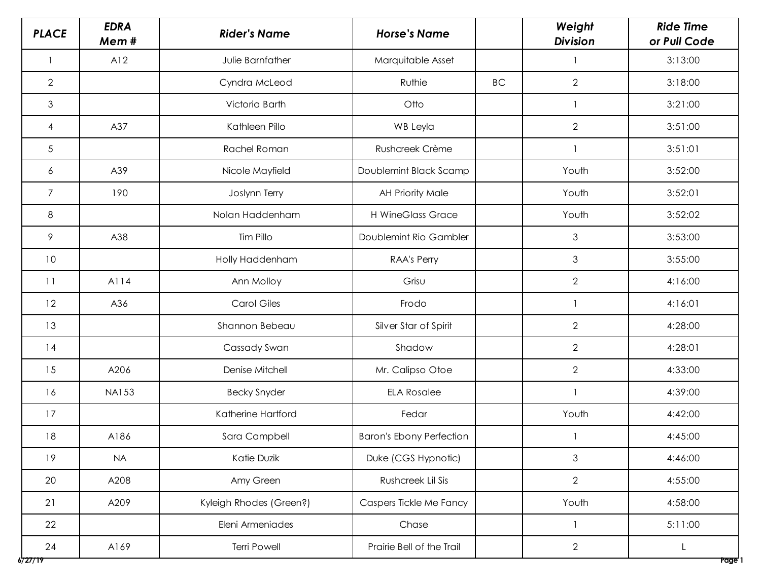| PLACE | EDRA Mem # | Rider's Name | Horse's Name | | Weight Division | Ride Time or Pull Code |
|---|---|---|---|---|---|---|
| 1 | A12 | Julie Barnfather | Marquitable Asset | | 1 | 3:13:00 |
| 2 | | Cyndra McLeod | Ruthie | BC | 2 | 3:18:00 |
| 3 | | Victoria Barth | Otto | | 1 | 3:21:00 |
| 4 | A37 | Kathleen Pillo | WB Leyla | | 2 | 3:51:00 |
| 5 | | Rachel Roman | Rushcreek Crème | | 1 | 3:51:01 |
| 6 | A39 | Nicole Mayfield | Doublemint Black Scamp | | Youth | 3:52:00 |
| 7 | 190 | Joslynn Terry | AH Priority Male | | Youth | 3:52:01 |
| 8 | | Nolan Haddenham | H WineGlass Grace | | Youth | 3:52:02 |
| 9 | A38 | Tim Pillo | Doublemint Rio Gambler | | 3 | 3:53:00 |
| 10 | | Holly Haddenham | RAA's Perry | | 3 | 3:55:00 |
| 11 | A114 | Ann Molloy | Grisu | | 2 | 4:16:00 |
| 12 | A36 | Carol Giles | Frodo | | 1 | 4:16:01 |
| 13 | | Shannon Bebeau | Silver Star of Spirit | | 2 | 4:28:00 |
| 14 | | Cassady Swan | Shadow | | 2 | 4:28:01 |
| 15 | A206 | Denise Mitchell | Mr. Calipso Otoe | | 2 | 4:33:00 |
| 16 | NA153 | Becky Snyder | ELA Rosalee | | 1 | 4:39:00 |
| 17 | | Katherine Hartford | Fedar | | Youth | 4:42:00 |
| 18 | A186 | Sara Campbell | Baron's Ebony Perfection | | 1 | 4:45:00 |
| 19 | NA | Katie Duzik | Duke (CGS Hypnotic) | | 3 | 4:46:00 |
| 20 | A208 | Amy Green | Rushcreek Lil Sis | | 2 | 4:55:00 |
| 21 | A209 | Kyleigh Rhodes (Green?) | Caspers Tickle Me Fancy | | Youth | 4:58:00 |
| 22 | | Eleni Armeniades | Chase | | 1 | 5:11:00 |
| 24 | A169 | Terri Powell | Prairie Bell of the Trail | | 2 | L |

6/27/19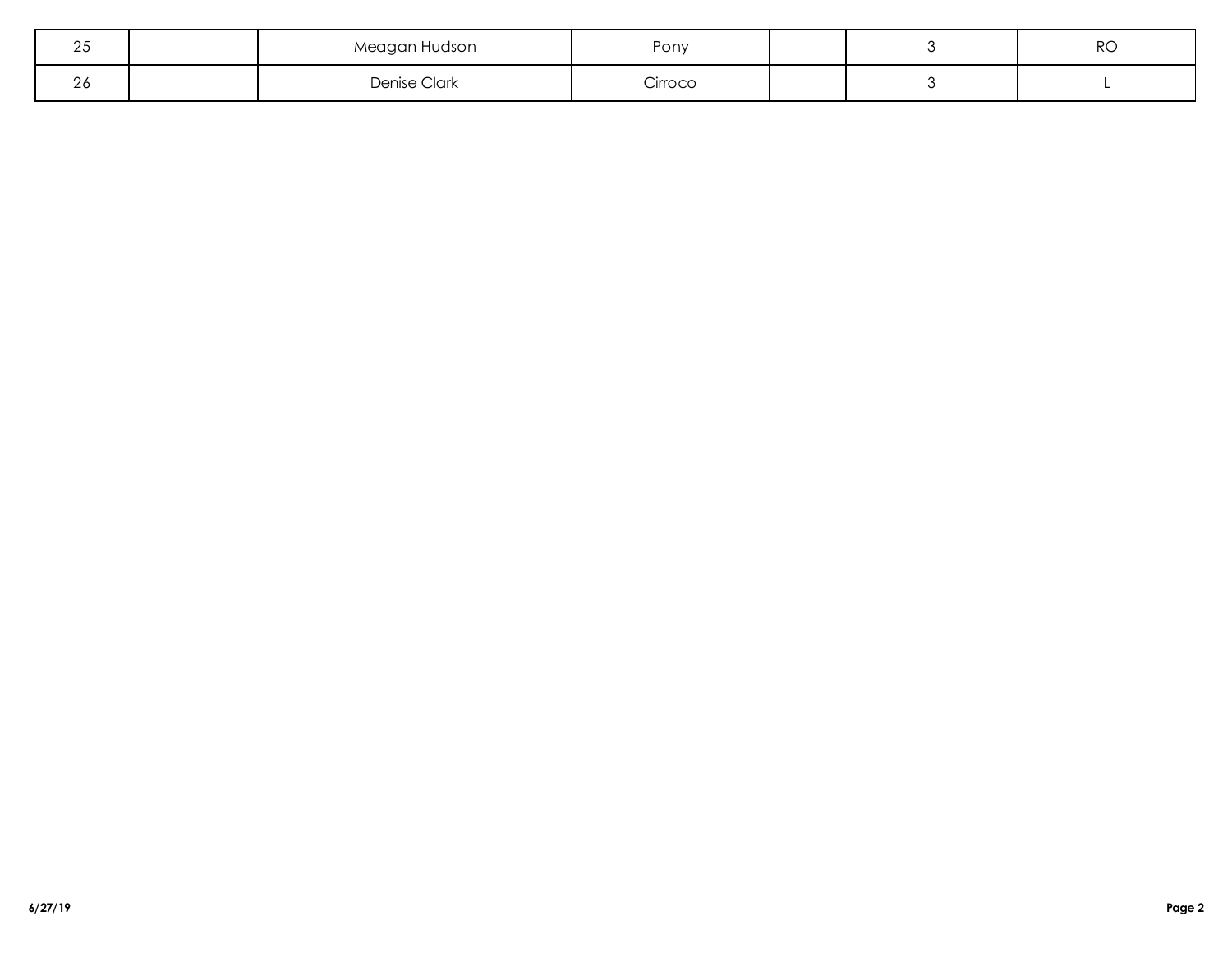| | | | | | | |
|---|---|---|---|---|---|---|
| 25 | | Meagan Hudson | Pony | | 3 | RO |
| 26 | | Denise Clark | Cirroco | | 3 | L |

6/27/19